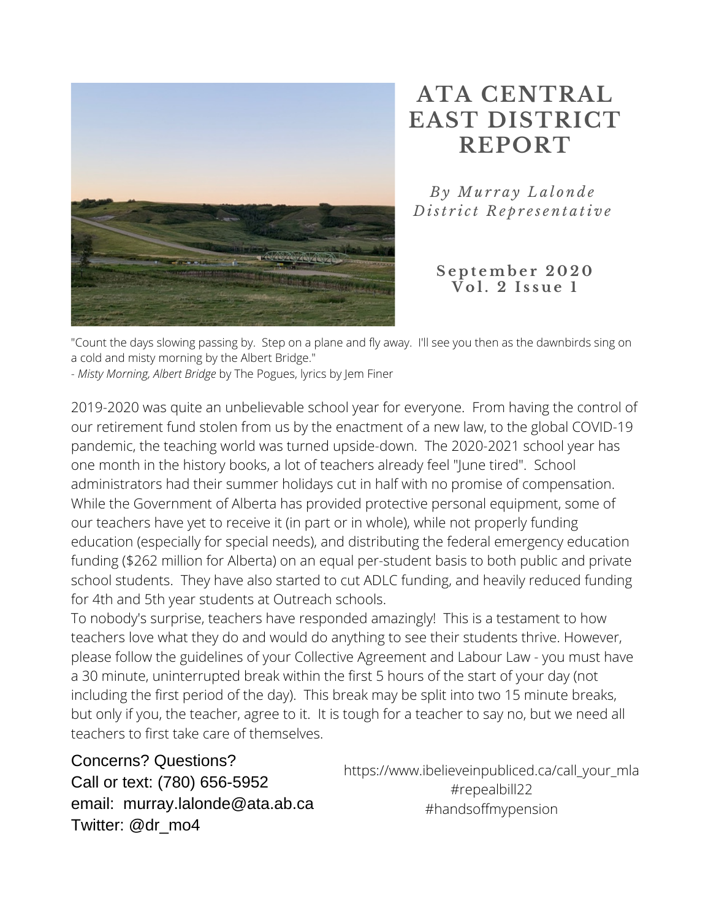# ATA CENTRAL EAST DISTRICT REPORT

*By Murray Lalonde*
*District Representative*

**September 2020**
**Vol. 2 Issue 1**

"Count the days slowing passing by. Step on a plane and fly away. I'll see you then as the dawnbirds sing on a cold and misty morning by the Albert Bridge."
- *Misty Morning, Albert Bridge* by The Pogues, lyrics by Jem Finer

2019-2020 was quite an unbelievable school year for everyone. From having the control of our retirement fund stolen from us by the enactment of a new law, to the global COVID-19 pandemic, the teaching world was turned upside-down. The 2020-2021 school year has one month in the history books, a lot of teachers already feel "June tired". School administrators had their summer holidays cut in half with no promise of compensation. While the Government of Alberta has provided protective personal equipment, some of our teachers have yet to receive it (in part or in whole), while not properly funding education (especially for special needs), and distributing the federal emergency education funding ($262 million for Alberta) on an equal per-student basis to both public and private school students. They have also started to cut ADLC funding, and heavily reduced funding for 4th and 5th year students at Outreach schools.

To nobody's surprise, teachers have responded amazingly! This is a testament to how teachers love what they do and would do anything to see their students thrive. However, please follow the guidelines of your Collective Agreement and Labour Law - you must have a 30 minute, uninterrupted break within the first 5 hours of the start of your day (not including the first period of the day). This break may be split into two 15 minute breaks, but only if you, the teacher, agree to it. It is tough for a teacher to say no, but we need all teachers to first take care of themselves.

Concerns? Questions?
Call or text: (780) 656-5952
email: murray.lalonde@ata.ab.ca
Twitter: @dr_mo4

https://www.ibelieveinpubliced.ca/call_your_mla
#repealbill22
#handsoffmypension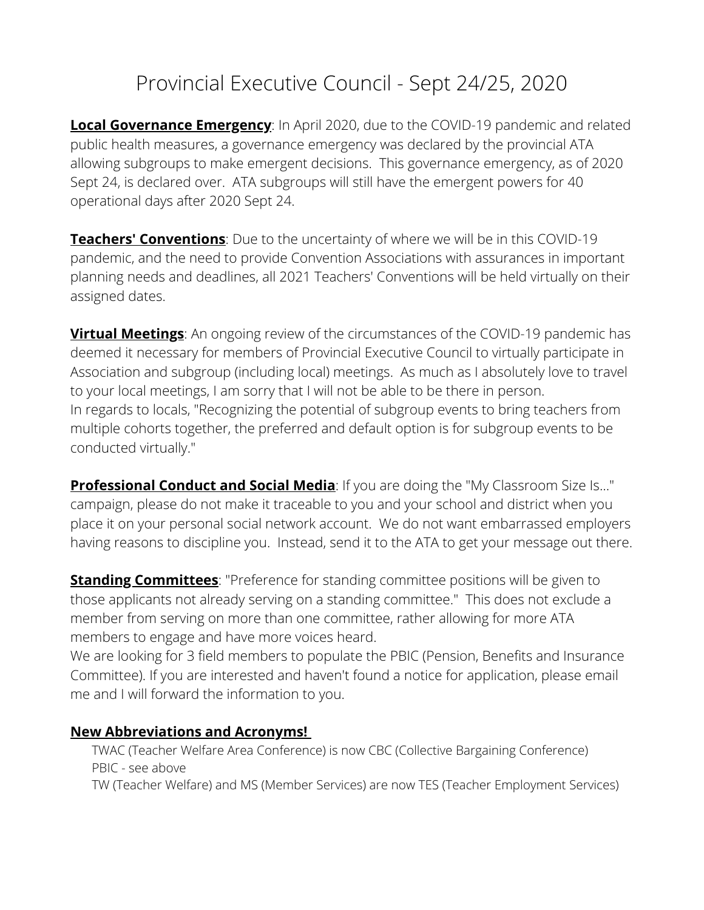# Provincial Executive Council - Sept 24/25, 2020

**Local Governance Emergency**: In April 2020, due to the COVID-19 pandemic and related public health measures, a governance emergency was declared by the provincial ATA allowing subgroups to make emergent decisions. This governance emergency, as of 2020 Sept 24, is declared over. ATA subgroups will still have the emergent powers for 40 operational days after 2020 Sept 24.

**Teachers' Conventions**: Due to the uncertainty of where we will be in this COVID-19 pandemic, and the need to provide Convention Associations with assurances in important planning needs and deadlines, all 2021 Teachers' Conventions will be held virtually on their assigned dates.

**Virtual Meetings**: An ongoing review of the circumstances of the COVID-19 pandemic has deemed it necessary for members of Provincial Executive Council to virtually participate in Association and subgroup (including local) meetings. As much as I absolutely love to travel to your local meetings, I am sorry that I will not be able to be there in person.
In regards to locals, "Recognizing the potential of subgroup events to bring teachers from multiple cohorts together, the preferred and default option is for subgroup events to be conducted virtually."

**Professional Conduct and Social Media**: If you are doing the "My Classroom Size Is..." campaign, please do not make it traceable to you and your school and district when you place it on your personal social network account. We do not want embarrassed employers having reasons to discipline you. Instead, send it to the ATA to get your message out there.

**Standing Committees**: "Preference for standing committee positions will be given to those applicants not already serving on a standing committee." This does not exclude a member from serving on more than one committee, rather allowing for more ATA members to engage and have more voices heard.
We are looking for 3 field members to populate the PBIC (Pension, Benefits and Insurance Committee). If you are interested and haven't found a notice for application, please email me and I will forward the information to you.

**New Abbreviations and Acronyms!**

- TWAC (Teacher Welfare Area Conference) is now CBC (Collective Bargaining Conference)
- PBIC - see above
- TW (Teacher Welfare) and MS (Member Services) are now TES (Teacher Employment Services)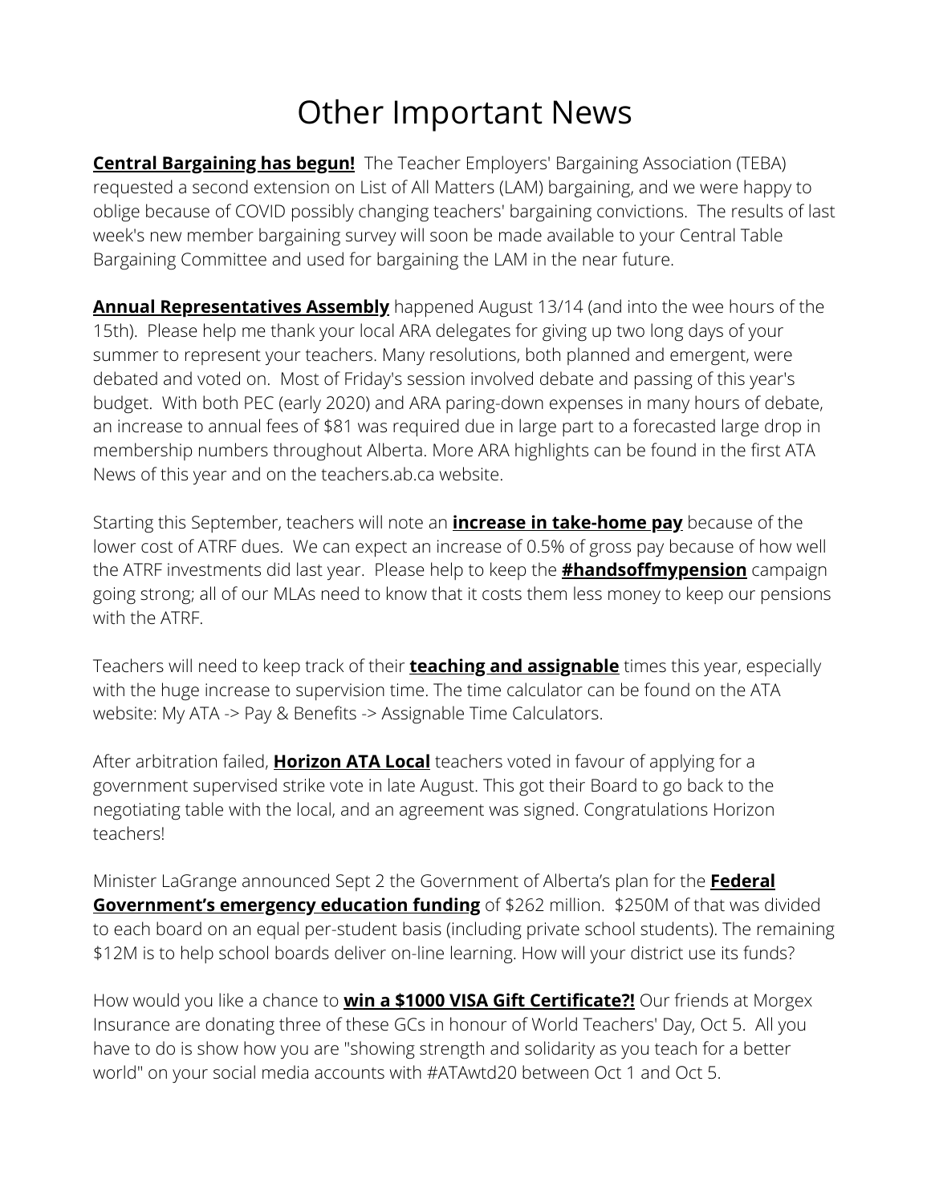# Other Important News

**Central Bargaining has begun!** The Teacher Employers' Bargaining Association (TEBA) requested a second extension on List of All Matters (LAM) bargaining, and we were happy to oblige because of COVID possibly changing teachers' bargaining convictions. The results of last week's new member bargaining survey will soon be made available to your Central Table Bargaining Committee and used for bargaining the LAM in the near future.

**Annual Representatives Assembly** happened August 13/14 (and into the wee hours of the 15th). Please help me thank your local ARA delegates for giving up two long days of your summer to represent your teachers. Many resolutions, both planned and emergent, were debated and voted on. Most of Friday's session involved debate and passing of this year's budget. With both PEC (early 2020) and ARA paring-down expenses in many hours of debate, an increase to annual fees of $81 was required due in large part to a forecasted large drop in membership numbers throughout Alberta. More ARA highlights can be found in the first ATA News of this year and on the teachers.ab.ca website.

Starting this September, teachers will note an **increase in take-home pay** because of the lower cost of ATRF dues. We can expect an increase of 0.5% of gross pay because of how well the ATRF investments did last year. Please help to keep the **#handsoffmypension** campaign going strong; all of our MLAs need to know that it costs them less money to keep our pensions with the ATRF.

Teachers will need to keep track of their **teaching and assignable** times this year, especially with the huge increase to supervision time. The time calculator can be found on the ATA website: My ATA -> Pay & Benefits -> Assignable Time Calculators.

After arbitration failed, **Horizon ATA Local** teachers voted in favour of applying for a government supervised strike vote in late August. This got their Board to go back to the negotiating table with the local, and an agreement was signed. Congratulations Horizon teachers!

Minister LaGrange announced Sept 2 the Government of Alberta's plan for the **Federal Government's emergency education funding** of $262 million. $250M of that was divided to each board on an equal per-student basis (including private school students). The remaining $12M is to help school boards deliver on-line learning. How will your district use its funds?

How would you like a chance to **win a $1000 VISA Gift Certificate?!** Our friends at Morgex Insurance are donating three of these GCs in honour of World Teachers' Day, Oct 5. All you have to do is show how you are "showing strength and solidarity as you teach for a better world" on your social media accounts with #ATAwtd20 between Oct 1 and Oct 5.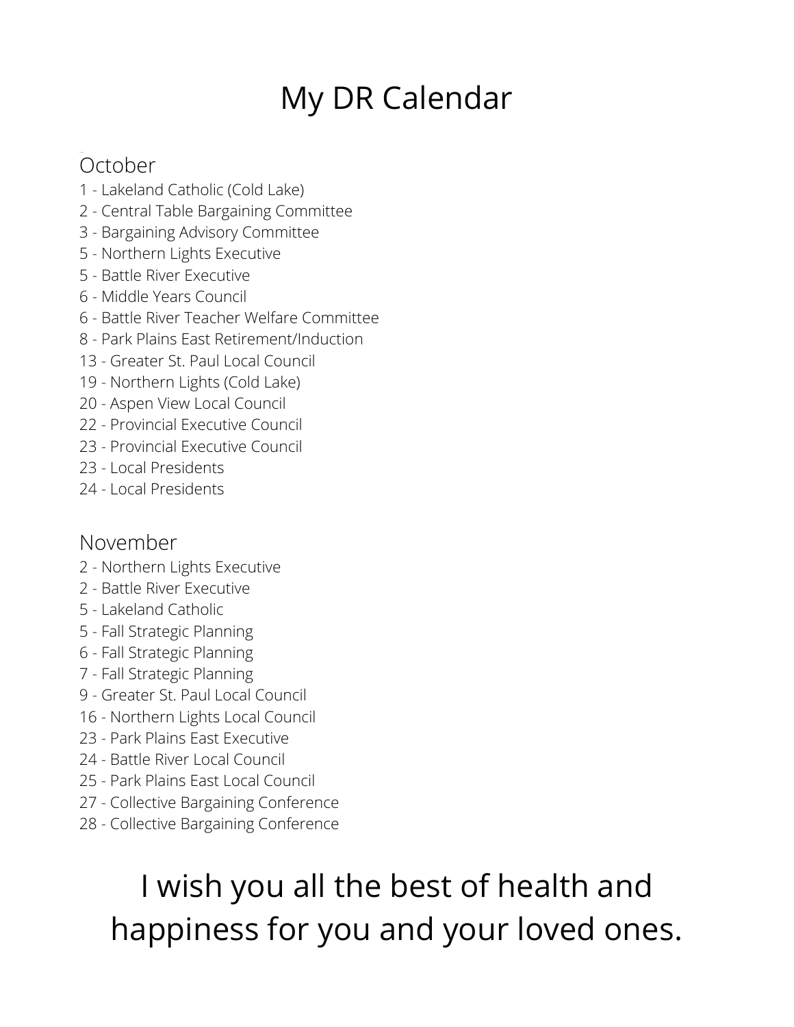# My DR Calendar

## October

1 - Lakeland Catholic (Cold Lake)
2 - Central Table Bargaining Committee
3 - Bargaining Advisory Committee
5 - Northern Lights Executive
5 - Battle River Executive
6 - Middle Years Council
6 - Battle River Teacher Welfare Committee
8 - Park Plains East Retirement/Induction
13 - Greater St. Paul Local Council
19 - Northern Lights (Cold Lake)
20 - Aspen View Local Council
22 - Provincial Executive Council
23 - Provincial Executive Council
23 - Local Presidents
24 - Local Presidents

## November

2 - Northern Lights Executive
2 - Battle River Executive
5 - Lakeland Catholic
5 - Fall Strategic Planning
6 - Fall Strategic Planning
7 - Fall Strategic Planning
9 - Greater St. Paul Local Council
16 - Northern Lights Local Council
23 - Park Plains East Executive
24 - Battle River Local Council
25 - Park Plains East Local Council
27 - Collective Bargaining Conference
28 - Collective Bargaining Conference

## I wish you all the best of health and happiness for you and your loved ones.